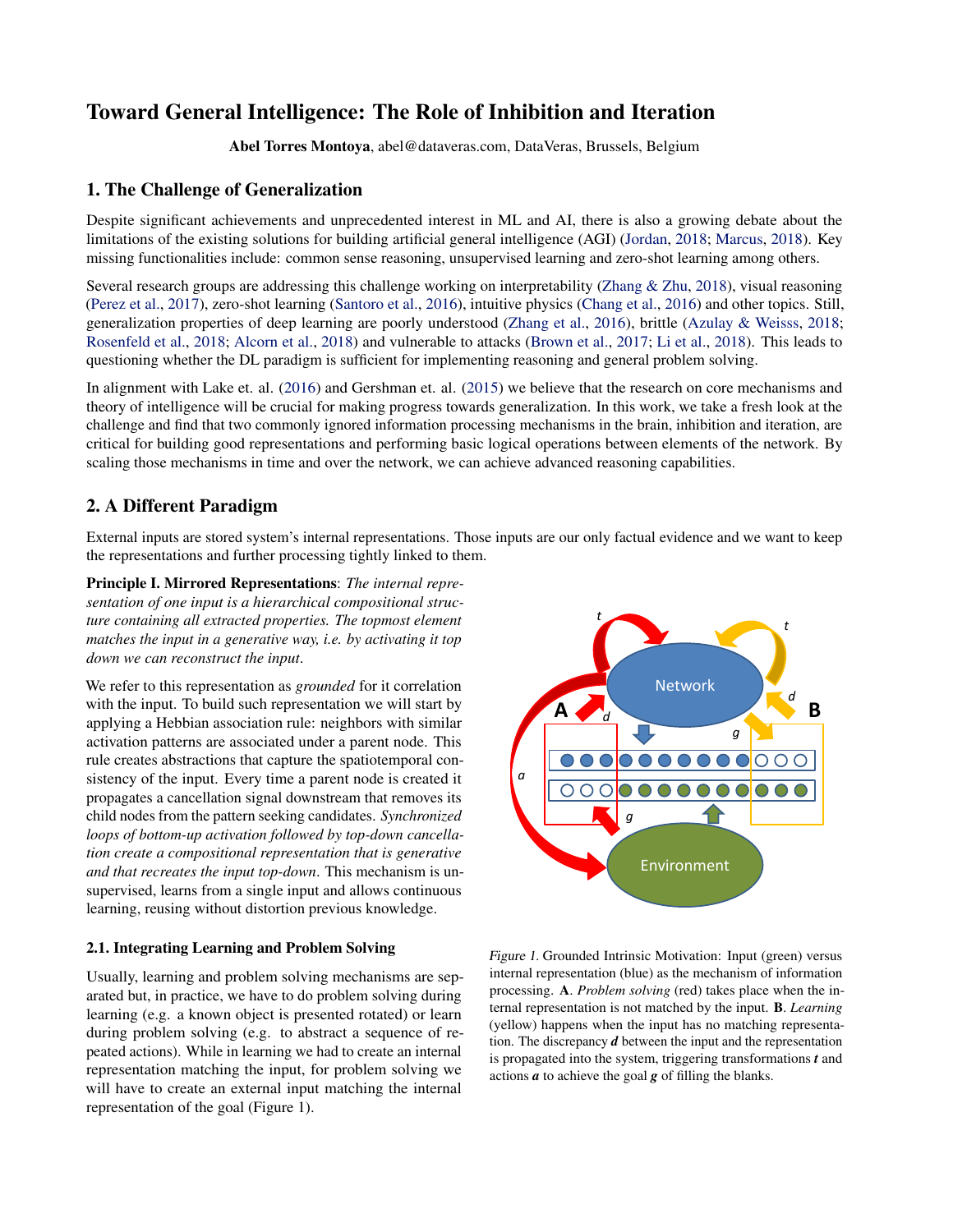# Toward General Intelligence: The Role of Inhibition and Iteration

**Abel Torres Montoya**, abel@dataveras.com, DataVeras, Brussels, Belgium

## 1. The Challenge of Generalization

Despite significant achievements and unprecedented interest in ML and AI, there is also a growing debate about the limitations of the existing solutions for building artificial general intelligence (AGI) (Jordan, 2018; Marcus, 2018). Key missing functionalities include: common sense reasoning, unsupervised learning and zero-shot learning among others.

Several research groups are addressing this challenge working on interpretability (Zhang & Zhu, 2018), visual reasoning (Perez et al., 2017), zero-shot learning (Santoro et al., 2016), intuitive physics (Chang et al., 2016) and other topics. Still, generalization properties of deep learning are poorly understood (Zhang et al., 2016), brittle (Azulay & Weisss, 2018; Rosenfeld et al., 2018; Alcorn et al., 2018) and vulnerable to attacks (Brown et al., 2017; Li et al., 2018). This leads to questioning whether the DL paradigm is sufficient for implementing reasoning and general problem solving.

In alignment with Lake et. al. (2016) and Gershman et. al. (2015) we believe that the research on core mechanisms and theory of intelligence will be crucial for making progress towards generalization. In this work, we take a fresh look at the challenge and find that two commonly ignored information processing mechanisms in the brain, inhibition and iteration, are critical for building good representations and performing basic logical operations between elements of the network. By scaling those mechanisms in time and over the network, we can achieve advanced reasoning capabilities.

## 2. A Different Paradigm

External inputs are stored system's internal representations. Those inputs are our only factual evidence and we want to keep the representations and further processing tightly linked to them.

**Principle I. Mirrored Representations**: *The internal representation of one input is a hierarchical compositional structure containing all extracted properties. The topmost element matches the input in a generative way, i.e. by activating it top down we can reconstruct the input.*

We refer to this representation as *grounded* for it correlation with the input. To build such representation we will start by applying a Hebbian association rule: neighbors with similar activation patterns are associated under a parent node. This rule creates abstractions that capture the spatiotemporal consistency of the input. Every time a parent node is created it propagates a cancellation signal downstream that removes its child nodes from the pattern seeking candidates. *Synchronized loops of bottom-up activation followed by top-down cancellation create a compositional representation that is generative and that recreates the input top-down*. This mechanism is unsupervised, learns from a single input and allows continuous learning, reusing without distortion previous knowledge.

### 2.1. Integrating Learning and Problem Solving

Usually, learning and problem solving mechanisms are separated but, in practice, we have to do problem solving during learning (e.g. a known object is presented rotated) or learn during problem solving (e.g. to abstract a sequence of repeated actions). While in learning we had to create an internal representation matching the input, for problem solving we will have to create an external input matching the internal representation of the goal (Figure 1).

*Figure 1.* Grounded Intrinsic Motivation: Input (green) versus internal representation (blue) as the mechanism of information processing. **A**. *Problem solving* (red) takes place when the internal representation is not matched by the input. **B**. *Learning* (yellow) happens when the input has no matching representation. The discrepancy ***d*** between the input and the representation is propagated into the system, triggering transformations ***t*** and actions ***a*** to achieve the goal ***g*** of filling the blanks.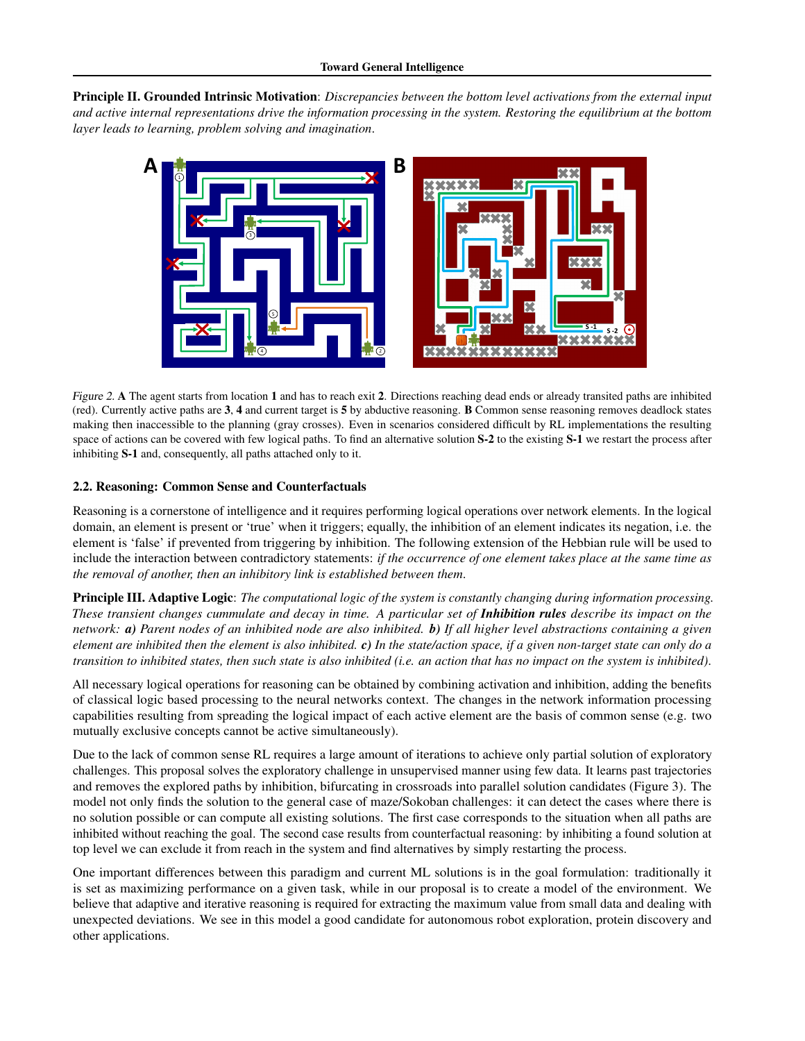**Principle II. Grounded Intrinsic Motivation**: *Discrepancies between the bottom level activations from the external input and active internal representations drive the information processing in the system. Restoring the equilibrium at the bottom layer leads to learning, problem solving and imagination.*

*Figure 2.* **A** The agent starts from location **1** and has to reach exit **2**. Directions reaching dead ends or already transited paths are inhibited (red). Currently active paths are **3**, **4** and current target is **5** by abductive reasoning. **B** Common sense reasoning removes deadlock states making then inaccessible to the planning (gray crosses). Even in scenarios considered difficult by RL implementations the resulting space of actions can be covered with few logical paths. To find an alternative solution **S-2** to the existing **S-1** we restart the process after inhibiting **S-1** and, consequently, all paths attached only to it.

### 2.2. Reasoning: Common Sense and Counterfactuals

Reasoning is a cornerstone of intelligence and it requires performing logical operations over network elements. In the logical domain, an element is present or 'true' when it triggers; equally, the inhibition of an element indicates its negation, i.e. the element is 'false' if prevented from triggering by inhibition. The following extension of the Hebbian rule will be used to include the interaction between contradictory statements: *if the occurrence of one element takes place at the same time as the removal of another, then an inhibitory link is established between them.*

**Principle III. Adaptive Logic**: *The computational logic of the system is constantly changing during information processing. These transient changes cummulate and decay in time. A particular set of* ***Inhibition rules*** *describe its impact on the network:* ***a)*** *Parent nodes of an inhibited node are also inhibited.* ***b)*** *If all higher level abstractions containing a given element are inhibited then the element is also inhibited.* ***c)*** *In the state/action space, if a given non-target state can only do a transition to inhibited states, then such state is also inhibited (i.e. an action that has no impact on the system is inhibited).*

All necessary logical operations for reasoning can be obtained by combining activation and inhibition, adding the benefits of classical logic based processing to the neural networks context. The changes in the network information processing capabilities resulting from spreading the logical impact of each active element are the basis of common sense (e.g. two mutually exclusive concepts cannot be active simultaneously).

Due to the lack of common sense RL requires a large amount of iterations to achieve only partial solution of exploratory challenges. This proposal solves the exploratory challenge in unsupervised manner using few data. It learns past trajectories and removes the explored paths by inhibition, bifurcating in crossroads into parallel solution candidates (Figure 3). The model not only finds the solution to the general case of maze/Sokoban challenges: it can detect the cases where there is no solution possible or can compute all existing solutions. The first case corresponds to the situation when all paths are inhibited without reaching the goal. The second case results from counterfactual reasoning: by inhibiting a found solution at top level we can exclude it from reach in the system and find alternatives by simply restarting the process.

One important differences between this paradigm and current ML solutions is in the goal formulation: traditionally it is set as maximizing performance on a given task, while in our proposal is to create a model of the environment. We believe that adaptive and iterative reasoning is required for extracting the maximum value from small data and dealing with unexpected deviations. We see in this model a good candidate for autonomous robot exploration, protein discovery and other applications.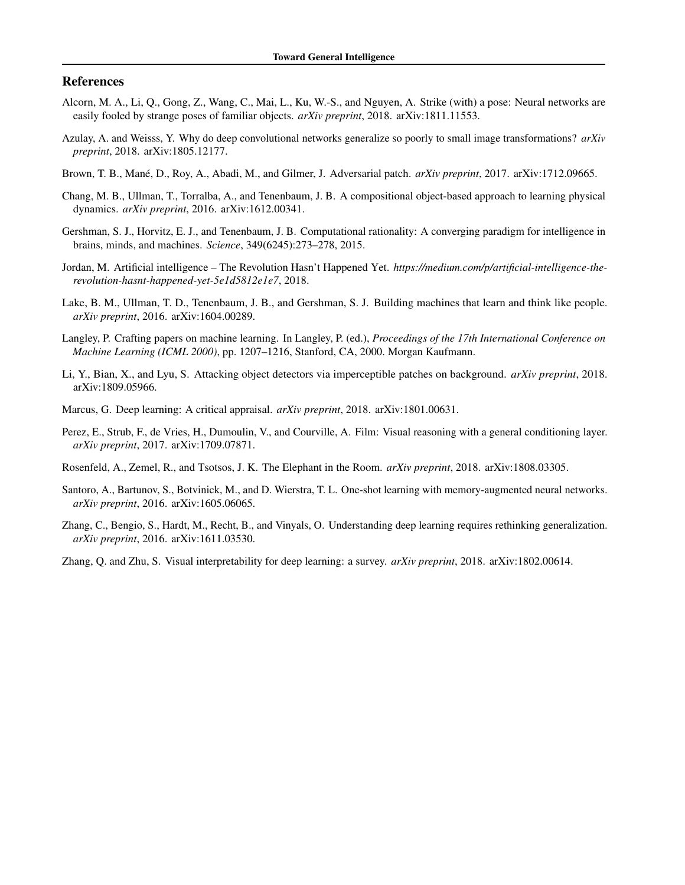## References

Alcorn, M. A., Li, Q., Gong, Z., Wang, C., Mai, L., Ku, W.-S., and Nguyen, A. Strike (with) a pose: Neural networks are easily fooled by strange poses of familiar objects. *arXiv preprint*, 2018. arXiv:1811.11553.

Azulay, A. and Weisss, Y. Why do deep convolutional networks generalize so poorly to small image transformations? *arXiv preprint*, 2018. arXiv:1805.12177.

Brown, T. B., Mané, D., Roy, A., Abadi, M., and Gilmer, J. Adversarial patch. *arXiv preprint*, 2017. arXiv:1712.09665.

Chang, M. B., Ullman, T., Torralba, A., and Tenenbaum, J. B. A compositional object-based approach to learning physical dynamics. *arXiv preprint*, 2016. arXiv:1612.00341.

Gershman, S. J., Horvitz, E. J., and Tenenbaum, J. B. Computational rationality: A converging paradigm for intelligence in brains, minds, and machines. *Science*, 349(6245):273–278, 2015.

Jordan, M. Artificial intelligence – The Revolution Hasn't Happened Yet. *https://medium.com/p/artificial-intelligence-the-revolution-hasnt-happened-yet-5e1d5812e1e7*, 2018.

Lake, B. M., Ullman, T. D., Tenenbaum, J. B., and Gershman, S. J. Building machines that learn and think like people. *arXiv preprint*, 2016. arXiv:1604.00289.

Langley, P. Crafting papers on machine learning. In Langley, P. (ed.), *Proceedings of the 17th International Conference on Machine Learning (ICML 2000)*, pp. 1207–1216, Stanford, CA, 2000. Morgan Kaufmann.

Li, Y., Bian, X., and Lyu, S. Attacking object detectors via imperceptible patches on background. *arXiv preprint*, 2018. arXiv:1809.05966.

Marcus, G. Deep learning: A critical appraisal. *arXiv preprint*, 2018. arXiv:1801.00631.

Perez, E., Strub, F., de Vries, H., Dumoulin, V., and Courville, A. Film: Visual reasoning with a general conditioning layer. *arXiv preprint*, 2017. arXiv:1709.07871.

Rosenfeld, A., Zemel, R., and Tsotsos, J. K. The Elephant in the Room. *arXiv preprint*, 2018. arXiv:1808.03305.

Santoro, A., Bartunov, S., Botvinick, M., and D. Wierstra, T. L. One-shot learning with memory-augmented neural networks. *arXiv preprint*, 2016. arXiv:1605.06065.

Zhang, C., Bengio, S., Hardt, M., Recht, B., and Vinyals, O. Understanding deep learning requires rethinking generalization. *arXiv preprint*, 2016. arXiv:1611.03530.

Zhang, Q. and Zhu, S. Visual interpretability for deep learning: a survey. *arXiv preprint*, 2018. arXiv:1802.00614.